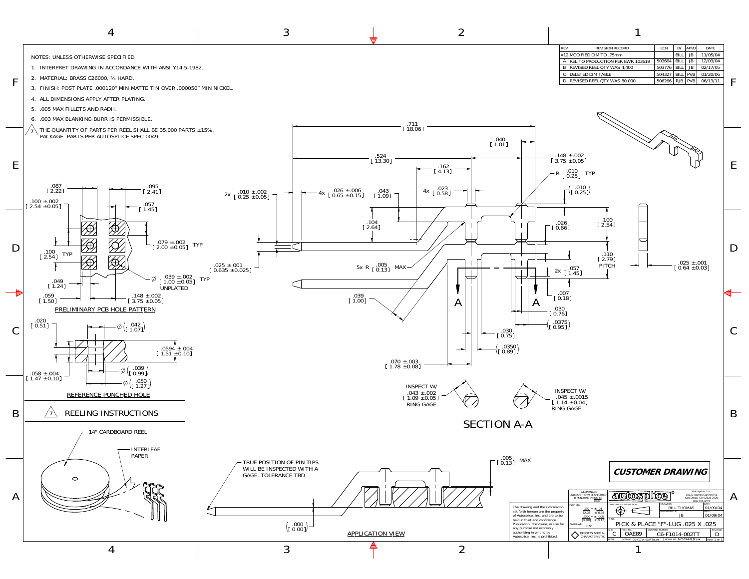NOTES: UNLESS OTHERWISE SPECIFIED

1. INTERPRET DRAWING IN ACCORDANCE WITH ANSI Y14.5-1982.
2. MATERIAL: BRASS C26000, ¾ HARD.
3. FINISH: POST PLATE .000120" MIN MATTE TIN OVER .000050" MIN NICKEL.
4. ALL DIMENSIONS APPLY AFTER PLATING.
5. .005 MAX FILLETS AND RADII.
6. .003 MAX BLANKING BURR IS PERMISSIBLE.
7. THE QUANTITY OF PARTS PER REEL SHALL BE 35,000 PARTS ±15%, PACKAGE PARTS PER AUTOSPLICE SPEC-0049.

| REV | REVISION RECORD | ECN | BY | APVD | DATE |
|---|---|---|---|---|---|
| X12 | MODIFIED DIM TO .75mm | | BILL | JB | 11/05/04 |
| A | REL TO PRODUCTION PER EWR 103619 | 503664 | BILL | JB | 12/03/04 |
| B | REVISED REEL QTY WAS 4,400 | 503776 | BILL | JB | 02/17/05 |
| C | DELETED DIM TABLE | 504327 | BILL | PVB | 01/20/06 |
| D | REVISED REEL QTY WAS 80,000 | 506266 | RJB | PVB | 06/13/11 |

PRELIMINARY PCB HOLE PATTERN

.087 [2.22]; .095 [2.41]; .100 ±.002 [2.54 ±0.05]; .057 [1.45]; .079 ±.002 [2.00 ±0.05] TYP; .100 [2.54] TYP; Ø .039 ±.002 [1.00 ±0.05] TYP UNPLATED; .049 [1.24]; .059 [1.50]; .148 ±.002 [3.75 ±0.05]

REFERENCE PUNCHED HOLE

.020 [0.51]; Ø (.042 [1.07]); .0594 ±.004 [1.51 ±0.10]; .058 ±.004 [1.47 ±0.10]; Ø (.039 [0.99]); Ø (.050 [1.27])

REELING INSTRUCTIONS

14" CARDBOARD REEL; INTERLEAF PAPER

.711 [18.06]; .524 [13.30]; .162 [4.13]; .040 [1.01]; .148 ±.002 [3.75 ±0.05]; R .010 [0.25] TYP; (.010 [0.25]); 2x .010 ±.002 [0.25 ±0.05]; 4x .026 ±.006 [0.65 ±0.15]; .043 [1.09]; 4x .023 [0.58]; .104 [2.64]; .026 [0.66]; .100 [2.54]; .110 [2.79] PITCH; .025 ±.001 [0.635 ±0.025]; 5x R .005 [0.13] MAX; 2x .057 [1.45]; .025 ±.001 [0.64 ±0.03]; .039 [1.00]; .007 [0.18]; .030 [0.76]; (.0375 [0.95]); .030 [0.75]; (.0350 [0.89]); .070 ±.003 [1.78 ±0.08]

INSPECT W/ .043 ±.002 [1.09 ±0.05] RING GAGE

INSPECT W/ .045 ±.0015 [1.14 ±0.04] RING GAGE

SECTION A-A

TRUE POSITION OF PIN TIPS WILL BE INSPECTED WITH A GAGE. TOLERANCE TBD

.005 [0.13] MAX; (.000 [0.00])

APPLICATION VIEW

**CUSTOMER DRAWING**

The drawing and the information set forth hereon are the property of Autosplice, Inc. and are to be held in trust and confidence. Publication, disclosure, or use for any purpose not expressly authorizing in writing by Autosplice, Inc. is prohibited.

TOLERANCES UNLESS OTHERWISE SPECIFIED DIMENSIONS IN INCHES [mm]

DECIMAL: .XX = ± .01 [X.X] ±[0.3]; .XXX = ± .005 [X.XX] ±[0.13]; ANGULAR: ± 5°

DENOTES SPECIAL CHARACTERISTIC

autosplice — Autosplice, Inc. 10121 Barnes Canyon Rd. San Diego, CA 92121-2725 858-535-0077

THIRD ANGLE PROJECTION

DRAWN BY: BILL THOMAS — DATE 01/09/04

ENGINEERED BY: JB — DATE 01/09/04

TITLE: PICK & PLACE "F"-LUG .025 X .025

SIZE: C — FSCM NO. OAE89 — DRAWING NUMBER: C6-F1014-002TT — REVISION: D

CAD NO. C6-F1014-002TTd.dft — MODEL NO. 6-F1014-0[]2.par — SHEET 1 OF 1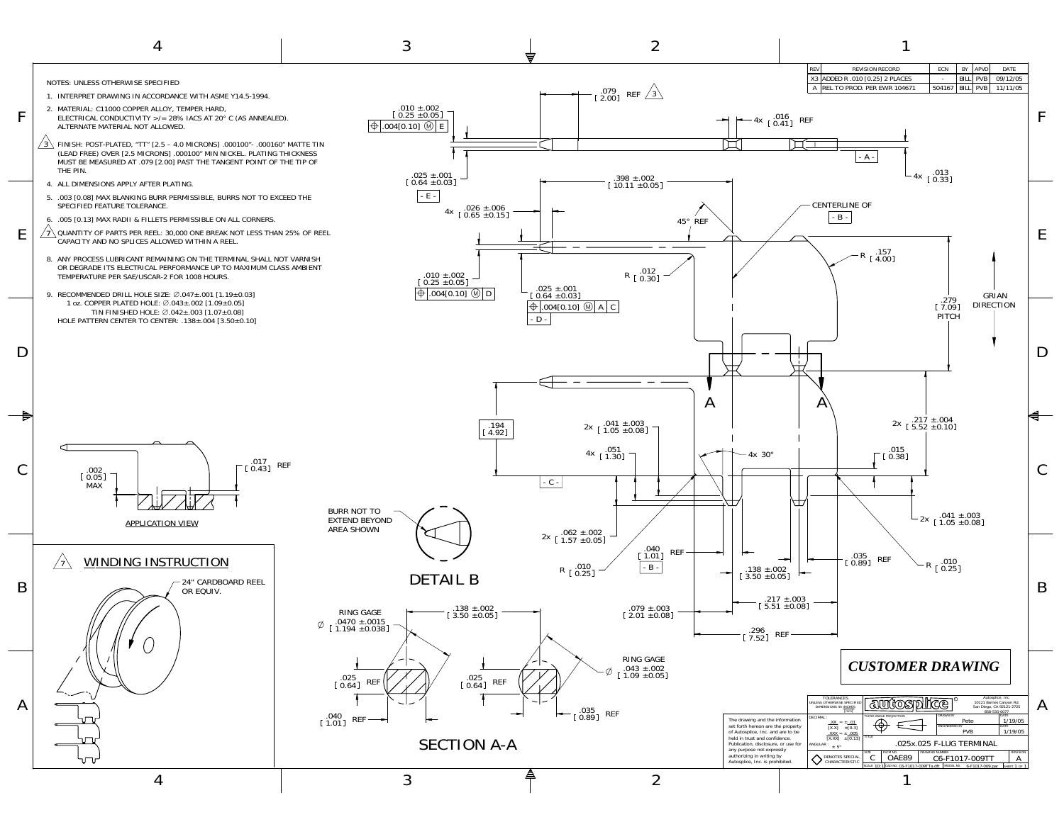NOTES: UNLESS OTHERWISE SPECIFIED

1. INTERPRET DRAWING IN ACCORDANCE WITH ASME Y14.5-1994.
2. MATERIAL: C11000 COPPER ALLOY, TEMPER HARD, ELECTRICAL CONDUCTIVITY >/= 28% IACS AT 20° C (AS ANNEALED). ALTERNATE MATERIAL NOT ALLOWED.
3. FINISH: POST-PLATED, "TT" [2.5 – 4.0 MICRONS] .000100"- .000160" MATTE TIN (LEAD FREE) OVER [2.5 MICRONS] .000100" MIN NICKEL. PLATING THICKNESS MUST BE MEASURED AT .079 [2.00] PAST THE TANGENT POINT OF THE TIP OF THE PIN.
4. ALL DIMENSIONS APPLY AFTER PLATING.
5. .003 [0.08] MAX BLANKING BURR PERMISSIBLE, BURRS NOT TO EXCEED THE SPECIFIED FEATURE TOLERANCE.
6. .005 [0.13] MAX RADII & FILLETS PERMISSIBLE ON ALL CORNERS.
7. QUANTITY OF PARTS PER REEL: 30,000 ONE BREAK NOT LESS THAN 25% OF REEL CAPACITY AND NO SPLICES ALLOWED WITHIN A REEL.
8. ANY PROCESS LUBRICANT REMAINING ON THE TERMINAL SHALL NOT VARNISH OR DEGRADE ITS ELECTRICAL PERFORMANCE UP TO MAXIMUM CLASS AMBIENT TEMPERATURE PER SAE/USCAR-2 FOR 1008 HOURS.
9. RECOMMENDED DRILL HOLE SIZE: ∅.047±.001 [1.19±0.03]
   1 oz. COPPER PLATED HOLE: ∅.043±.002 [1.09±0.05]
   TIN FINISHED HOLE: ∅.042±.003 [1.07±0.08]
   HOLE PATTERN CENTER TO CENTER: .138±.004 [3.50±0.10]

| REV | REVISION RECORD | ECN | BY | APVD | DATE |
|---|---|---|---|---|---|
| X3 | ADDED R .010 [0.25] 2 PLACES | - | BILL | PVB | 09/12/05 |
| A | REL TO PROD. PER EWR 104671 | 504167 | BILL | PVB | 11/11/05 |

.079 [2.00] REF (3)
.010 ±.002 [0.25 ±0.05] ⊕ .004[0.10] Ⓜ E
4x .016 [0.41] REF
- A -
4x .013 [0.33]
.025 ±.001 [0.64 ±0.03]
- E -
.398 ±.002 [10.11 ±0.05]
4x .026 ±.006 [0.65 ±0.15]
45° REF
CENTERLINE OF - B -
R .157 [4.00]
.279 [7.09] PITCH
GRIAN DIRECTION
R .012 [0.30]
.010 ±.002 [0.25 ±0.05] ⊕ .004[0.10] Ⓜ D
.025 ±.001 [0.64 ±0.03] ⊕ .004[0.10] Ⓜ A C
- D -
A A
.194 [4.92]
2x .041 ±.003 [1.05 ±0.08]
2x .217 ±.004 [5.52 ±0.10]
4x .051 [1.30]
4x 30°
.015 [0.38]
- C -
2x .041 ±.003 [1.05 ±0.08]
.002 [0.05] MAX
.017 [0.43] REF

APPLICATION VIEW

BURR NOT TO EXTEND BEYOND AREA SHOWN

DETAIL B

2x .062 ±.002 [1.57 ±0.05]
.040 [1.01] REF
- B -
.035 [0.89] REF
R .010 [0.25]
R .010 [0.25]
.138 ±.002 [3.50 ±0.05]
.217 ±.003 [5.51 ±0.08]
.079 ±.003 [2.01 ±0.08]
.296 [7.52] REF

(7) WINDING INSTRUCTION

24" CARDBOARD REEL OR EQUIV.

RING GAGE ∅ .0470 ±.0015 [1.194 ±0.038]
.138 ±.002 [3.50 ±0.05]
.025 [0.64] REF
.025 [0.64] REF
RING GAGE ∅ .043 ±.002 [1.09 ±0.05]
.040 [1.01] REF
.035 [0.89] REF

SECTION A-A

*CUSTOMER DRAWING*

The drawing and the information set forth hereon are the property of Autosplice, Inc. and are to be held in trust and confidence. Publication, disclosure, or use for any purpose not expressly authorizing in writing by Autosplice, Inc. is prohibited.

TOLERANCES UNLESS OTHERWISE SPECIFIED DIMENSIONS IN INCHES [MM]
DECIMAL: .XX = ±.01 [X.X] ±[0.3]; .XXX = ±.005 [X.XX] ±[0.13]
ANGULAR: ± 5°
◇ DENOTES SPECIAL CHARACTERISTIC

autosplice — Autosplice, Inc. 10121 Barnes Canyon Rd. San Diego, CA 92121-2725 858-535-0077
THIRD ANGLE PROJECTION
DRAWN BY: Pete — DATE: 1/19/05
ENGINEERED BY: PVB — DATE: 1/19/05
TITLE: .025x.025 F-LUG TERMINAL
SIZE: C — FSCM NO.: OAE89 — DRAWING NUMBER: C6-F1017-009TT — REVISION: A
SCALE: 10:1 — CAD NO.: C6-F1017-009TTa.dft — MODEL NO.: 6-F1017-009.par — SHEET 1 OF 1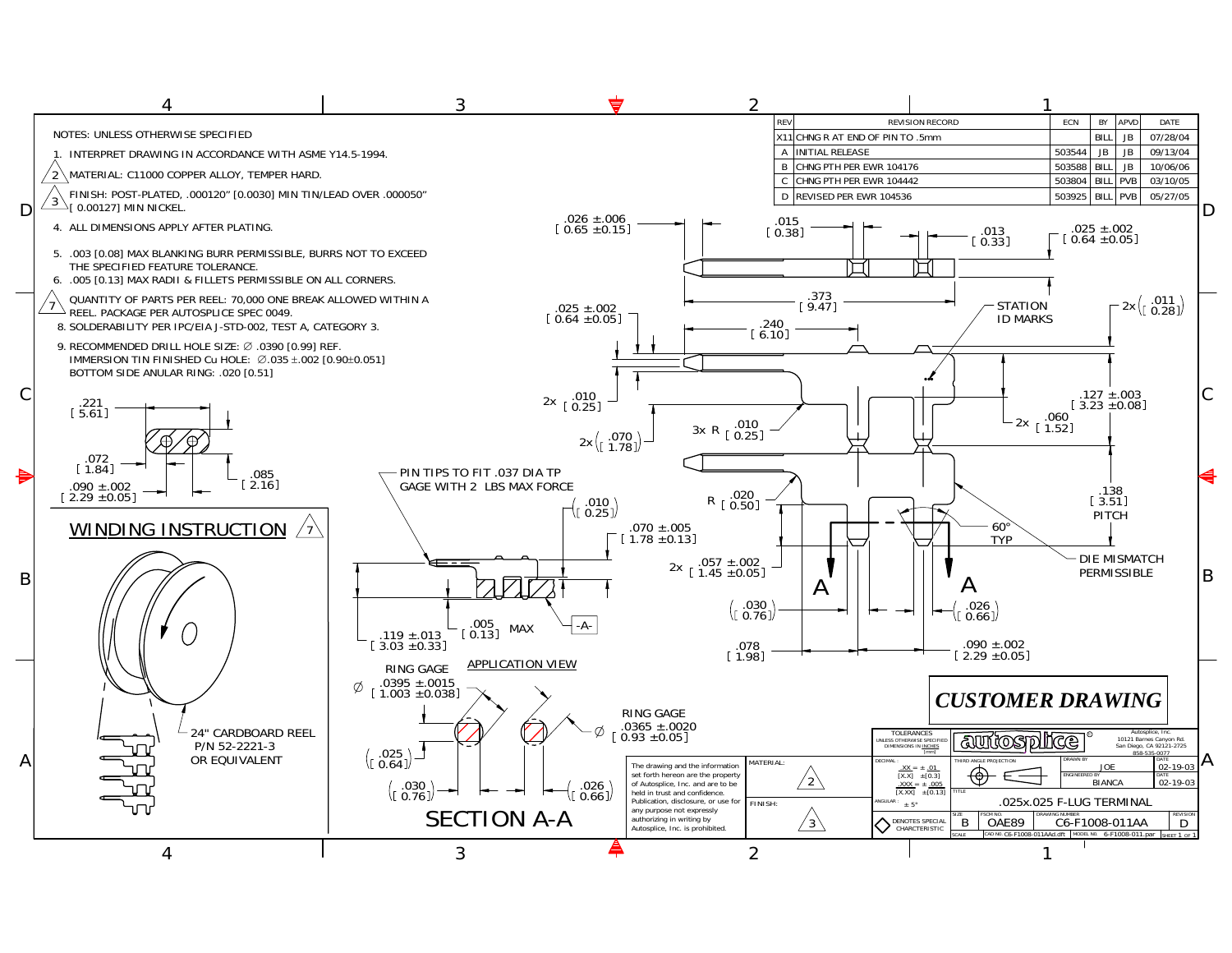NOTES: UNLESS OTHERWISE SPECIFIED

1. INTERPRET DRAWING IN ACCORDANCE WITH ASME Y14.5-1994.
2. MATERIAL: C11000 COPPER ALLOY, TEMPER HARD.
3. FINISH: POST-PLATED, .000120" [0.0030] MIN TIN/LEAD OVER .000050" [0.00127] MIN NICKEL.
4. ALL DIMENSIONS APPLY AFTER PLATING.
5. .003 [0.08] MAX BLANKING BURR PERMISSIBLE, BURRS NOT TO EXCEED THE SPECIFIED FEATURE TOLERANCE.
6. .005 [0.13] MAX RADII & FILLETS PERMISSIBLE ON ALL CORNERS.
7. QUANTITY OF PARTS PER REEL: 70,000 ONE BREAK ALLOWED WITHIN A REEL. PACKAGE PER AUTOSPLICE SPEC 0049.
8. SOLDERABILITY PER IPC/EIA J-STD-002, TEST A, CATEGORY 3.
9. RECOMMENDED DRILL HOLE SIZE: ∅ .0390 [0.99] REF.
   IMMERSION TIN FINISHED Cu HOLE: ∅.035 ±.002 [0.90±0.051]
   BOTTOM SIDE ANULAR RING: .020 [0.51]

| REV | REVISION RECORD | ECN | BY | APVD | DATE |
|---|---|---|---|---|---|
| X11 | CHNG R AT END OF PIN TO .5mm | | BILL | JB | 07/28/04 |
| A | INITIAL RELEASE | 503544 | JB | JB | 09/13/04 |
| B | CHNG PTH PER EWR 104176 | 503588 | BILL | JB | 10/06/06 |
| C | CHNG PTH PER EWR 104442 | 503804 | BILL | PVB | 03/10/05 |
| D | REVISED PER EWR 104536 | 503925 | BILL | PVB | 05/27/05 |

## WINDING INSTRUCTION (7)

24" CARDBOARD REEL P/N 52-2221-3 OR EQUIVALENT

PIN TIPS TO FIT .037 DIA TP GAGE WITH 2 LBS MAX FORCE

APPLICATION VIEW

RING GAGE ∅ .0395 ±.0015 [1.003 ±0.038]

RING GAGE ∅ .0365 ±.0020 [0.93 ±0.05]

SECTION A-A

STATION ID MARKS

DIE MISMATCH PERMISSIBLE

60° TYP

.138 [3.51] PITCH

## CUSTOMER DRAWING

The drawing and the information set forth hereon are the property of Autosplice, Inc. and are to be held in trust and confidence. Publication, disclosure, or use for any purpose not expressly authorizing in writing by Autosplice, Inc. is prohibited.

MATERIAL: (2)

FINISH: (3)

TOLERANCES UNLESS OTHERWISE SPECIFIED DIMENSIONS IN INCHES [mm]

DECIMAL: .XX = ± .01 [X.X] ±[0.3]; .XXX = ± .005 [X.XX] ±[0.13]

ANGULAR: ± 5°

DENOTES SPECIAL CHARCTERISTIC

autosplice® — Autosplice, Inc. 10121 Barnes Canyon Rd. San Diego, CA 92121-2725 858-535-0077

THIRD ANGLE PROJECTION

DRAWN BY: JOE — DATE: 02-19-03

ENGINEERED BY: BIANCA — DATE: 02-19-03

TITLE: .025x.025 F-LUG TERMINAL

SIZE: B | FSCM NO.: OAE89 | DRAWING NUMBER: C6-F1008-011AA | REVISION: D

SCALE | CAD NO. C6-F1008-011AAd.dft | MODEL NO. 6-F1008-011.par | SHEET 1 OF 1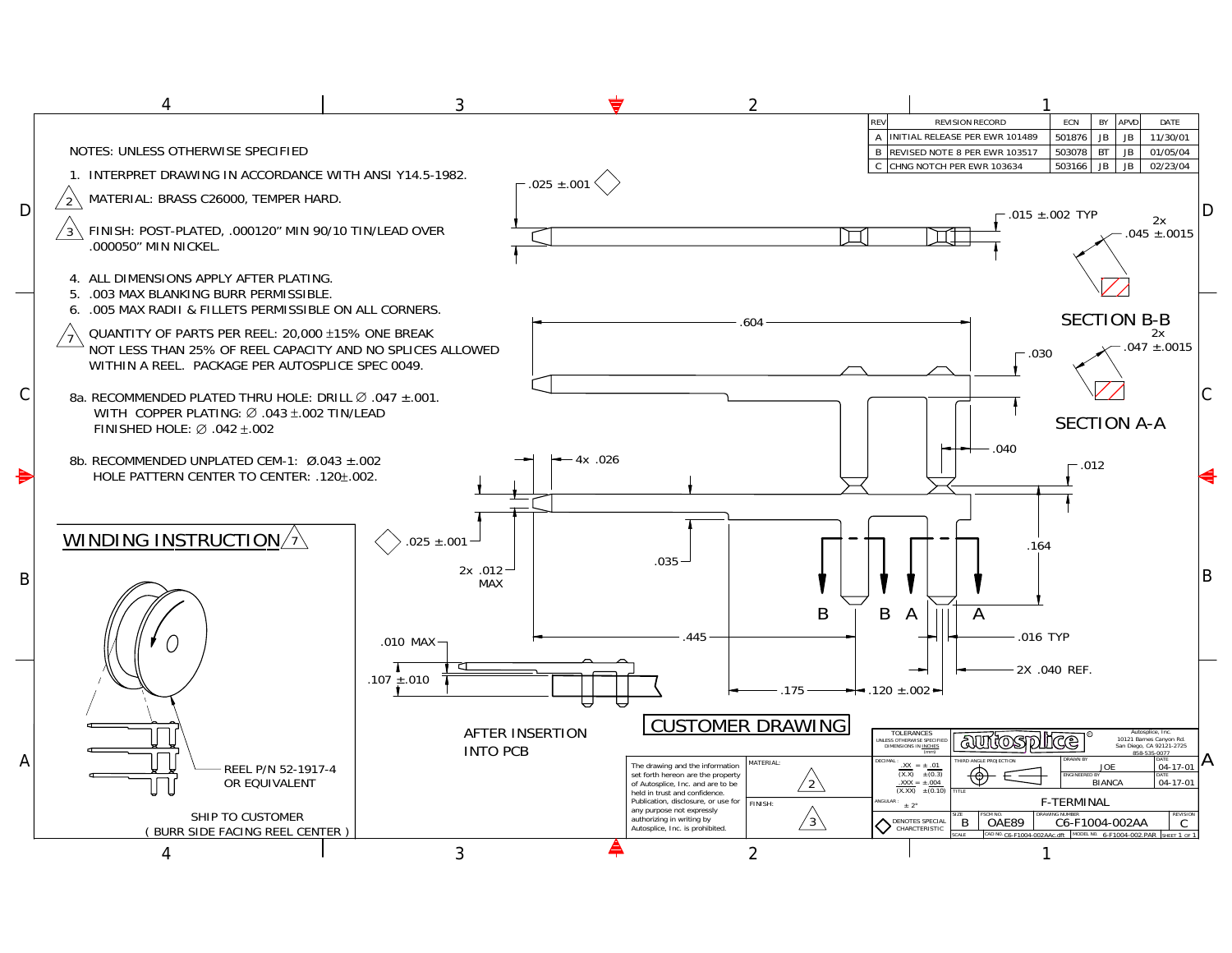| REV | REVISION RECORD | ECN | BY | APVD | DATE |
|---|---|---|---|---|---|
| A | INITIAL RELEASE PER EWR 101489 | 501876 | JB | JB | 11/30/01 |
| B | REVISED NOTE 8 PER EWR 103517 | 503078 | BT | JB | 01/05/04 |
| C | CHNG NOTCH PER EWR 103634 | 503166 | JB | JB | 02/23/04 |

NOTES: UNLESS OTHERWISE SPECIFIED

1. INTERPRET DRAWING IN ACCORDANCE WITH ANSI Y14.5-1982.
2. MATERIAL: BRASS C26000, TEMPER HARD.
3. FINISH: POST-PLATED, .000120" MIN 90/10 TIN/LEAD OVER .000050" MIN NICKEL.
4. ALL DIMENSIONS APPLY AFTER PLATING.
5. .003 MAX BLANKING BURR PERMISSIBLE.
6. .005 MAX RADII & FILLETS PERMISSIBLE ON ALL CORNERS.
7. QUANTITY OF PARTS PER REEL: 20,000 ±15% ONE BREAK NOT LESS THAN 25% OF REEL CAPACITY AND NO SPLICES ALLOWED WITHIN A REEL. PACKAGE PER AUTOSPLICE SPEC 0049.

8a. RECOMMENDED PLATED THRU HOLE: DRILL ∅ .047 ±.001. WITH COPPER PLATING: ∅ .043 ±.002 TIN/LEAD FINISHED HOLE: ∅ .042 ±.002

8b. RECOMMENDED UNPLATED CEM-1: Ø.043 ±.002 HOLE PATTERN CENTER TO CENTER: .120±.002.

.025 ±.001

.015 ±.002 TYP

2x .045 ±.0015

SECTION B-B

2x .047 ±.0015

SECTION A-A

.604

.030

.040

4x .026

.012

.025 ±.001

.035

2x .012 MAX

.164

B B A A

.445

.016 TYP

.010 MAX

.107 ±.010

2X .040 REF.

.175

.120 ±.002

AFTER INSERTION INTO PCB

## WINDING INSTRUCTION 7

REEL P/N 52-1917-4 OR EQUIVALENT

SHIP TO CUSTOMER ( BURR SIDE FACING REEL CENTER )

## CUSTOMER DRAWING

The drawing and the information set forth hereon are the property of Autosplice, Inc. and are to be held in trust and confidence. Publication, disclosure, or use for any purpose not expressly authorizing in writing by Autosplice, Inc. is prohibited.

MATERIAL: 2

FINISH: 3

TOLERANCES UNLESS OTHERWISE SPECIFIED DIMENSIONS IN INCHES (mm)

DECIMAL: .XX = ±.01 (X.X) ±(0.3); .XXX = ±.004 (X.XX) ±(0.10)

ANGULAR: ± 2°

DENOTES SPECIAL CHARCTERISTIC

autosplice® — Autosplice, Inc. 10121 Barnes Canyon Rd. San Diego, CA 92121-2725 858-535-0077

THIRD ANGLE PROJECTION

DRAWN BY: JOE — DATE: 04-17-01

ENGINEERED BY: BIANCA — DATE: 04-17-01

TITLE: F-TERMINAL

SIZE: B — FSCM NO.: OAE89 — DRAWING NUMBER: C6-F1004-002AA — REVISION: C

SCALE — CAD NO. C6-F1004-002AAc.dft — MODEL NO. 6-F1004-002.PAR — SHEET 1 OF 1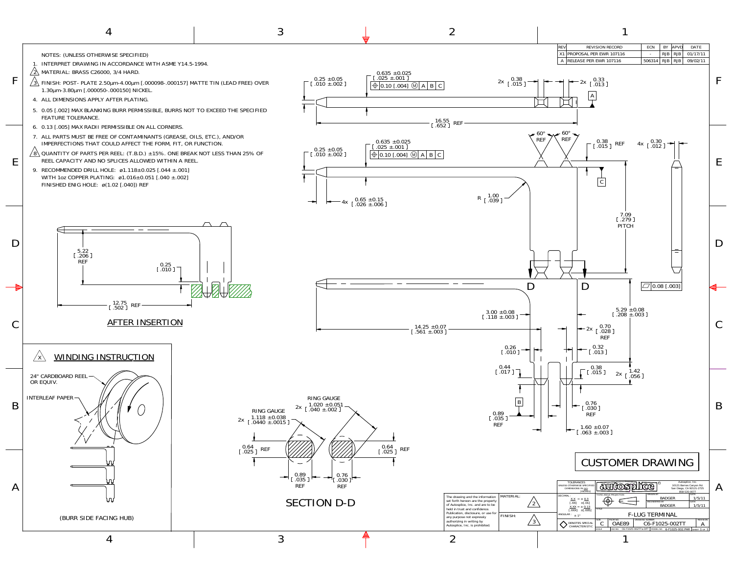NOTES: (UNLESS OTHERWISE SPECIFIED)

1. INTERPRET DRAWING IN ACCORDANCE WITH ASME Y14.5-1994.
2. MATERIAL: BRASS C26000, 3/4 HARD.
3. FINISH: POST- PLATE 2.50µm-4.00µm [.000098-.000157] MATTE TIN (LEAD FREE) OVER 1.30µm-3.80µm [.000050-.000150] NICKEL.
4. ALL DIMENSIONS APPLY AFTER PLATING.
5. 0.05 [.002] MAX BLANKING BURR PERMISSIBLE, BURRS NOT TO EXCEED THE SPECIFIED FEATURE TOLERANCE.
6. 0.13 [.005] MAX RADII PERMISSIBLE ON ALL CORNERS.
7. ALL PARTS MUST BE FREE OF CONTAMINANTS (GREASE, OILS, ETC.), AND/OR IMPERFECTIONS THAT COULD AFFECT THE FORM, FIT, OR FUNCTION.
8. QUANTITY OF PARTS PER REEL: (T.B.D.) ±15%. ONE BREAK NOT LESS THAN 25% OF REEL CAPACITY AND NO SPLICES ALLOWED WITHIN A REEL.
9. RECOMMENDED DRILL HOLE: ø1.118±0.025 [.044 ±.001]
   WITH 1oz COPPER PLATING: ø1.016±0.051 [.040 ±.002]
   FINISHED ENIG HOLE: ø(1.02 [.040]) REF

| REV | REVISION RECORD | ECN | BY | APVD | DATE |
|---|---|---|---|---|---|
| X1 | PROPOSAL PER EWR 107116 | - | RJB | RJB | 01/17/11 |
| A | RELEASE PER EWR 107116 | 506314 | RJB | RJB | 09/02/11 |

0.25 ±0.05 [.010 ±.002]
0.635 ±0.025 [.025 ±.001]
⌖ 0.10 [.004] Ⓜ A B C
2x 0.38 [.015]
2x 0.33 [.013]
A
16.55 [.652] REF

60° REF
60° REF
0.38 [.015] REF
4x 0.30 [.012]
C
4x 0.65 ±0.15 [.026 ±.006]
R 1.00 [.039]
7.09 [.279] PITCH
⏥ 0.08 [.003]

D
D
3.00 ±0.08 [.118 ±.003]
5.29 ±0.08 [.208 ±.003]
14.25 ±0.07 [.561 ±.003]
2x 0.70 [.028] REF
0.26 [.010]
0.32 [.013]
0.44 [.017]
0.38 [.015]
2x 1.42 [.056]
B
0.76 [.030] REF
0.89 [.035] REF
1.60 ±0.07 [.063 ±.003]

5.22 [.206] REF
0.25 [.010]
12.75 [.502] REF

AFTER INSERTION

X WINDING INSTRUCTION

24" CARDBOARD REEL OR EQUIV.
INTERLEAF PAPER
(BURR SIDE FACING HUB)

RING GAUGE 2x 1.118 ±0.038 [.0440 ±.0015]
RING GAUGE 2x 1.020 ±0.051 [.040 ±.002]
0.64 [.025] REF
0.64 [.025] REF
0.89 [.035] REF
0.76 [.030] REF

SECTION D-D

CUSTOMER DRAWING

The drawing and the information set forth hereon are the property of Autosplice, Inc. and are to be held in trust and confidence. Publication, disclosure, or use for any purpose not expressly authorizing in writing by Autosplice, Inc. is prohibited.

MATERIAL: 2
FINISH: 3

TOLERANCES UNLESS OTHERWISE SPECIFIED DIMENSIONS IN mm [INCHES]
DECIMAL: X.X = ± 0.3 [.XX] ±[.01]; X.XX = ± 0.13 [.XXX] ±[.005]
ANGULAR: ± 1°
DENOTES SPECIAL CHARACTERISTIC

autosplice — Autosplice, Inc. 10121 Barnes Canyon Rd. San Diego, CA 92121-2725 858-535-0077
THIRD ANGLE PROJECTION
DRAWN BY: BADGER — DATE 1/5/11
ENGINEERED BY: BADGER — DATE 1/5/11
TITLE: F-LUG TERMINAL
SIZE: C — ITEM NO.: OAE89 — DRAWING NUMBER: C6-F1025-002TT — REVISION: A
SCALE — CAD NO. C6-F1025-002TTa.DFT — MODEL NO. 6-F1025-002.PAR — SHEET 1 OF 1